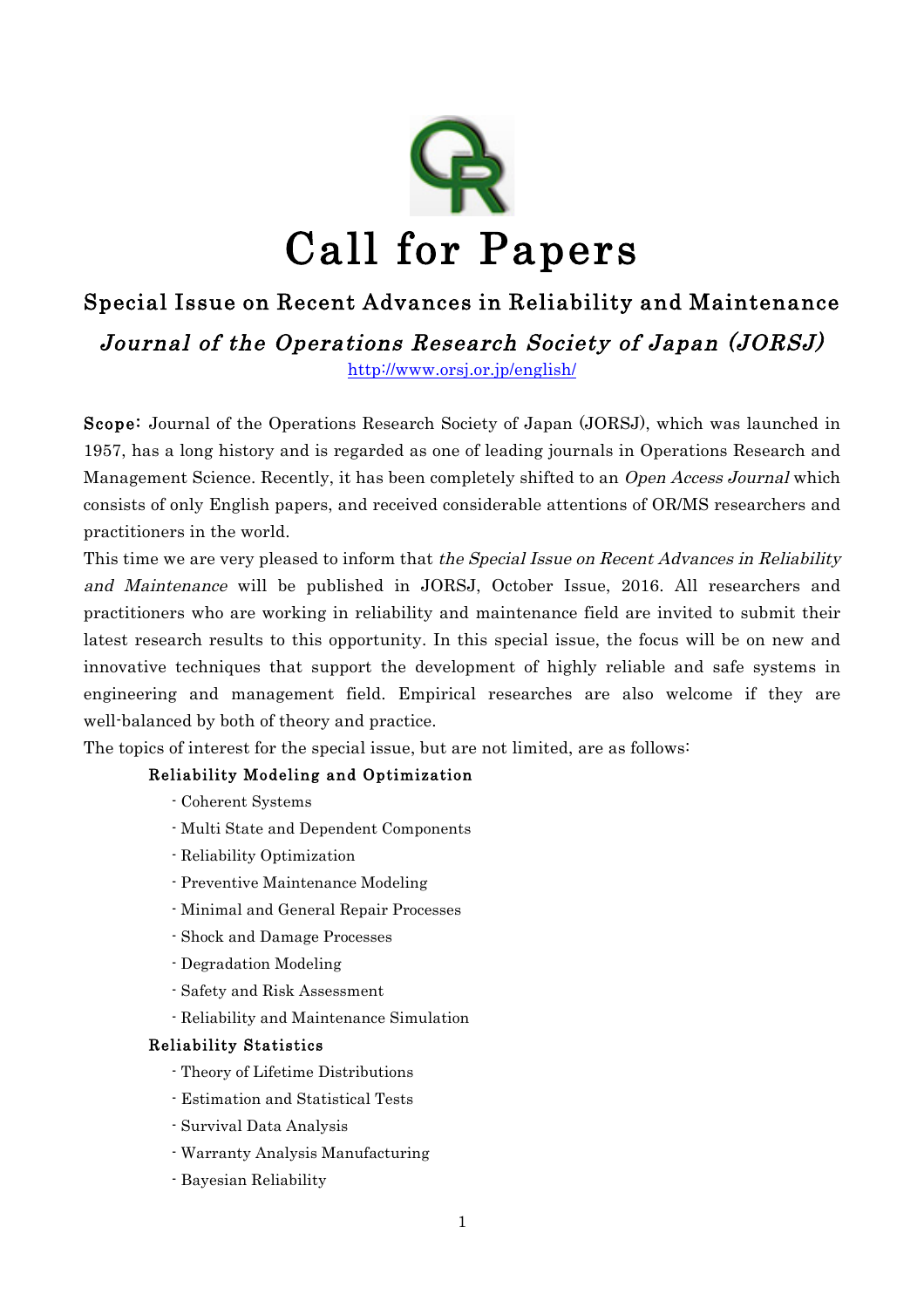# Call for Papers

## Special Issue on Recent Advances in Reliability and Maintenance

## *Journal of the Operations Research Society of Japan (JORSJ)*

http://www.orsj.or.jp/english/

**Scope:** Journal of the Operations Research Society of Japan (JORSJ), which was launched in 1957, has a long history and is regarded as one of leading journals in Operations Research and Management Science. Recently, it has been completely shifted to an *Open Access Journal* which consists of only English papers, and received considerable attentions of OR/MS researchers and practitioners in the world.

This time we are very pleased to inform that *the Special Issue on Recent Advances in Reliability and Maintenance* will be published in JORSJ, October Issue, 2016. All researchers and practitioners who are working in reliability and maintenance field are invited to submit their latest research results to this opportunity. In this special issue, the focus will be on new and innovative techniques that support the development of highly reliable and safe systems in engineering and management field. Empirical researches are also welcome if they are well-balanced by both of theory and practice.

The topics of interest for the special issue, but are not limited, are as follows:

**Reliability Modeling and Optimization**

- Coherent Systems
- Multi State and Dependent Components
- Reliability Optimization
- Preventive Maintenance Modeling
- Minimal and General Repair Processes
- Shock and Damage Processes
- Degradation Modeling
- Safety and Risk Assessment
- Reliability and Maintenance Simulation

**Reliability Statistics**

- Theory of Lifetime Distributions
- Estimation and Statistical Tests
- Survival Data Analysis
- Warranty Analysis Manufacturing
- Bayesian Reliability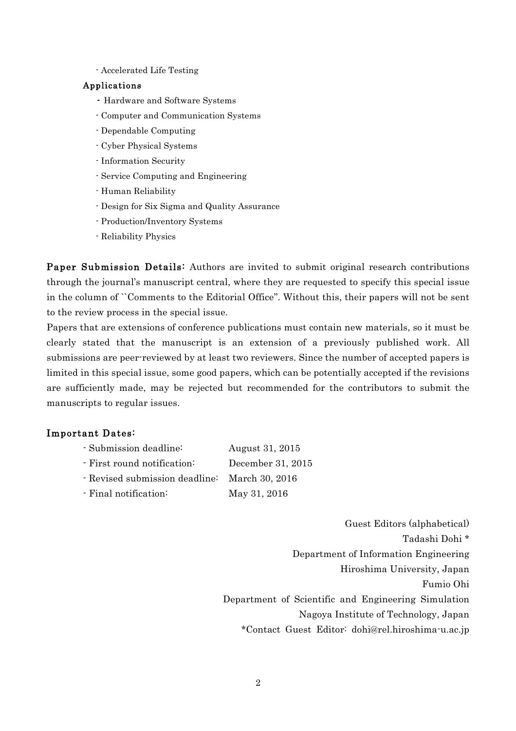- Accelerated Life Testing

**Applications**

- Hardware and Software Systems
- Computer and Communication Systems
- Dependable Computing
- Cyber Physical Systems
- Information Security
- Service Computing and Engineering
- Human Reliability
- Design for Six Sigma and Quality Assurance
- Production/Inventory Systems
- Reliability Physics

**Paper Submission Details:** Authors are invited to submit original research contributions through the journal's manuscript central, where they are requested to specify this special issue in the column of ``Comments to the Editorial Office". Without this, their papers will not be sent to the review process in the special issue.

Papers that are extensions of conference publications must contain new materials, so it must be clearly stated that the manuscript is an extension of a previously published work. All submissions are peer-reviewed by at least two reviewers. Since the number of accepted papers is limited in this special issue, some good papers, which can be potentially accepted if the revisions are sufficiently made, may be rejected but recommended for the contributors to submit the manuscripts to regular issues.

**Important Dates:**

| | |
|---|---|
| - Submission deadline: | August 31, 2015 |
| - First round notification: | December 31, 2015 |
| - Revised submission deadline: | March 30, 2016 |
| - Final notification: | May 31, 2016 |

Guest Editors (alphabetical)
Tadashi Dohi *
Department of Information Engineering
Hiroshima University, Japan
Fumio Ohi
Department of Scientific and Engineering Simulation
Nagoya Institute of Technology, Japan
*Contact Guest Editor: dohi@rel.hiroshima-u.ac.jp